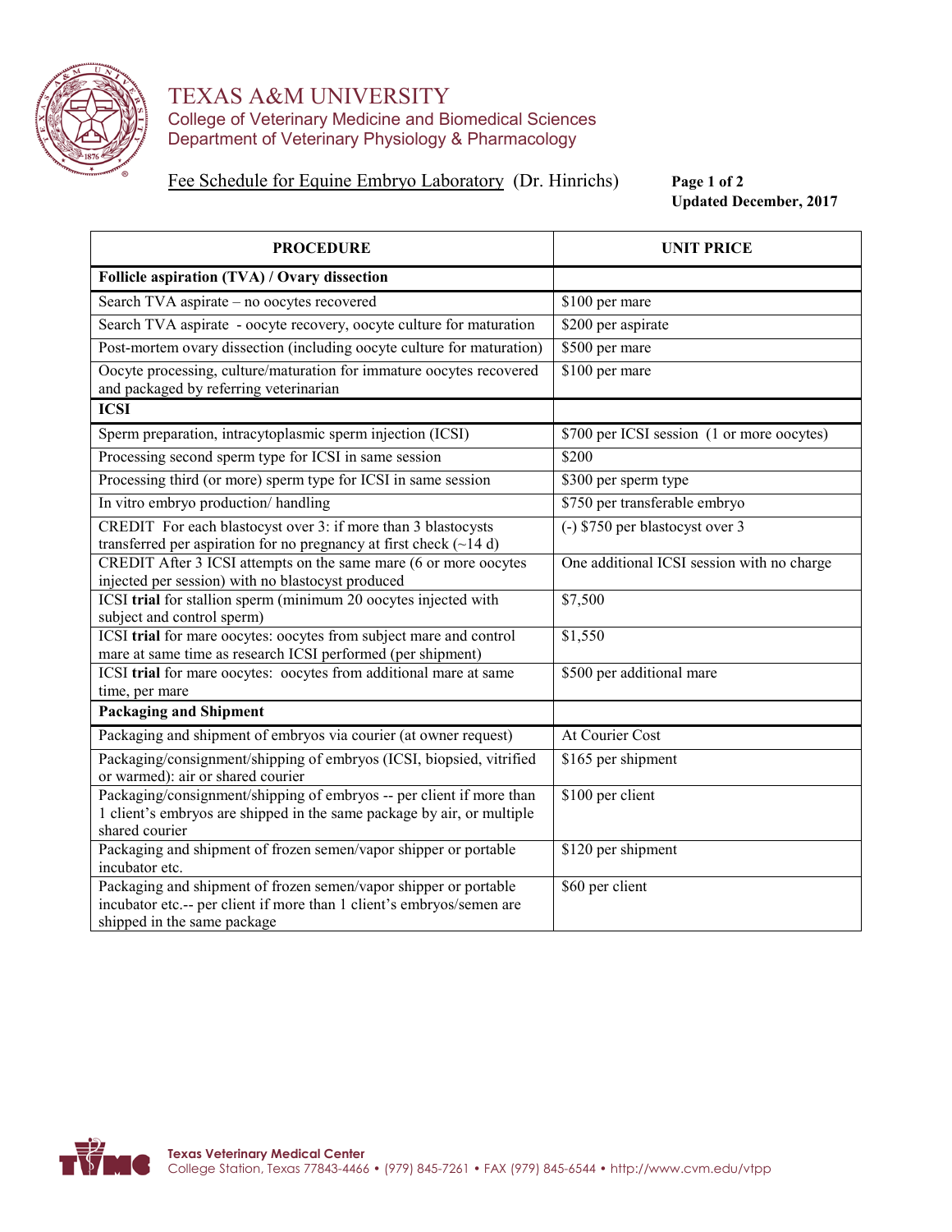# TEXAS A&M UNIVERSITY

College of Veterinary Medicine and Biomedical Sciences
Department of Veterinary Physiology & Pharmacology

Fee Schedule for Equine Embryo Laboratory (Dr. Hinrichs)

**Updated December, 2017**

| PROCEDURE | UNIT PRICE |
|---|---|
| **Follicle aspiration (TVA) / Ovary dissection** | |
| Search TVA aspirate – no oocytes recovered | $100 per mare |
| Search TVA aspirate - oocyte recovery, oocyte culture for maturation | $200 per aspirate |
| Post-mortem ovary dissection (including oocyte culture for maturation) | $500 per mare |
| Oocyte processing, culture/maturation for immature oocytes recovered and packaged by referring veterinarian | $100 per mare |
| **ICSI** | |
| Sperm preparation, intracytoplasmic sperm injection (ICSI) | $700 per ICSI session (1 or more oocytes) |
| Processing second sperm type for ICSI in same session | $200 |
| Processing third (or more) sperm type for ICSI in same session | $300 per sperm type |
| In vitro embryo production/ handling | $750 per transferable embryo |
| CREDIT For each blastocyst over 3: if more than 3 blastocysts transferred per aspiration for no pregnancy at first check (~14 d) | (-) $750 per blastocyst over 3 |
| CREDIT After 3 ICSI attempts on the same mare (6 or more oocytes injected per session) with no blastocyst produced | One additional ICSI session with no charge |
| ICSI **trial** for stallion sperm (minimum 20 oocytes injected with subject and control sperm) | $7,500 |
| ICSI **trial** for mare oocytes: oocytes from subject mare and control mare at same time as research ICSI performed (per shipment) | $1,550 |
| ICSI **trial** for mare oocytes: oocytes from additional mare at same time, per mare | $500 per additional mare |
| **Packaging and Shipment** | |
| Packaging and shipment of embryos via courier (at owner request) | At Courier Cost |
| Packaging/consignment/shipping of embryos (ICSI, biopsied, vitrified or warmed): air or shared courier | $165 per shipment |
| Packaging/consignment/shipping of embryos -- per client if more than 1 client's embryos are shipped in the same package by air, or multiple shared courier | $100 per client |
| Packaging and shipment of frozen semen/vapor shipper or portable incubator etc. | $120 per shipment |
| Packaging and shipment of frozen semen/vapor shipper or portable incubator etc.-- per client if more than 1 client's embryos/semen are shipped in the same package | $60 per client |

**Texas Veterinary Medical Center**
College Station, Texas 77843-4466 • (979) 845-7261 • FAX (979) 845-6544 • http://www.cvm.edu/vtpp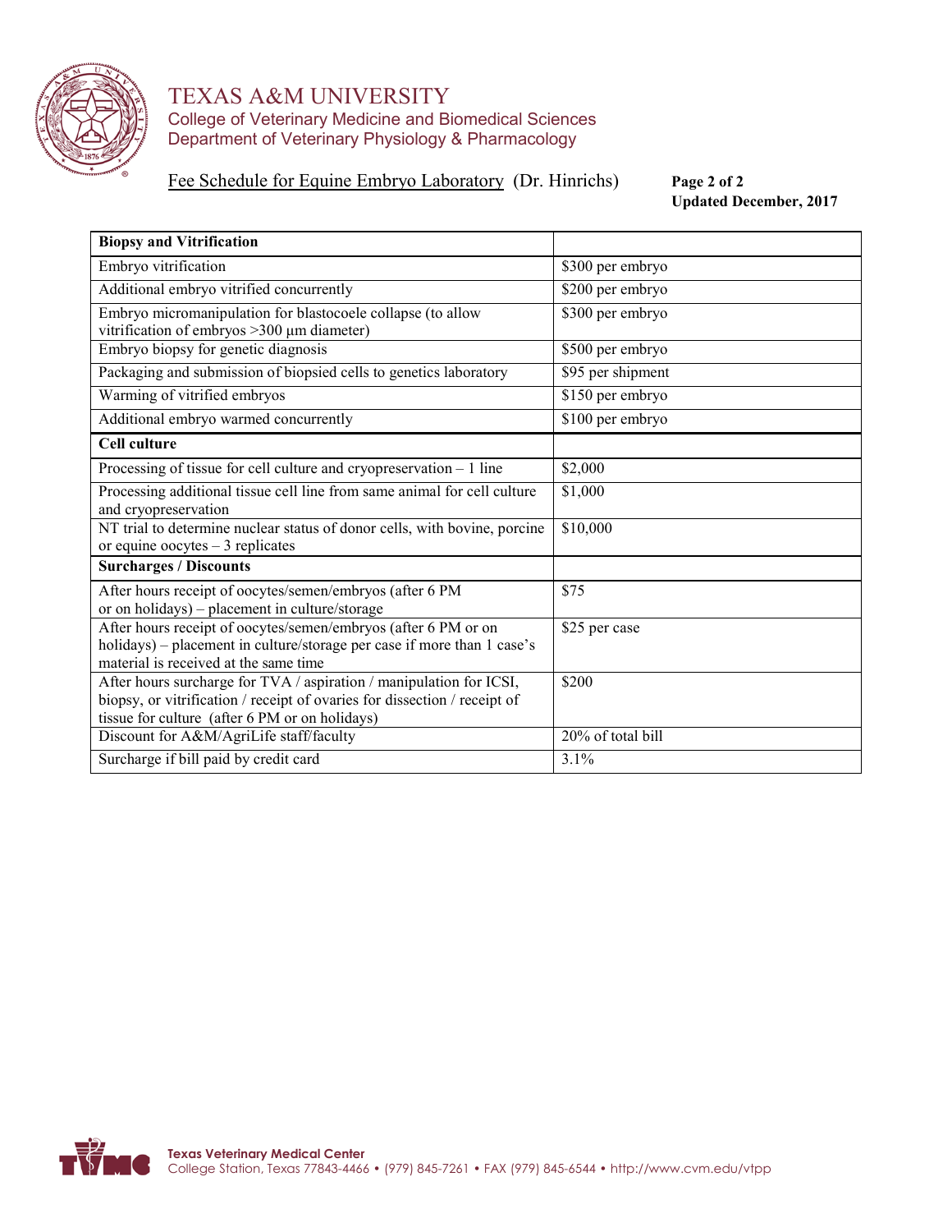# TEXAS A&M UNIVERSITY

College of Veterinary Medicine and Biomedical Sciences
Department of Veterinary Physiology & Pharmacology

Fee Schedule for Equine Embryo Laboratory (Dr. Hinrichs)

**Updated December, 2017**

| **Biopsy and Vitrification** | |
|---|---|
| Embryo vitrification | $300 per embryo |
| Additional embryo vitrified concurrently | $200 per embryo |
| Embryo micromanipulation for blastocoele collapse (to allow vitrification of embryos >300 µm diameter) | $300 per embryo |
| Embryo biopsy for genetic diagnosis | $500 per embryo |
| Packaging and submission of biopsied cells to genetics laboratory | $95 per shipment |
| Warming of vitrified embryos | $150 per embryo |
| Additional embryo warmed concurrently | $100 per embryo |
| **Cell culture** | |
| Processing of tissue for cell culture and cryopreservation – 1 line | $2,000 |
| Processing additional tissue cell line from same animal for cell culture and cryopreservation | $1,000 |
| NT trial to determine nuclear status of donor cells, with bovine, porcine or equine oocytes – 3 replicates | $10,000 |
| **Surcharges / Discounts** | |
| After hours receipt of oocytes/semen/embryos (after 6 PM or on holidays) – placement in culture/storage | $75 |
| After hours receipt of oocytes/semen/embryos (after 6 PM or on holidays) – placement in culture/storage per case if more than 1 case's material is received at the same time | $25 per case |
| After hours surcharge for TVA / aspiration / manipulation for ICSI, biopsy, or vitrification / receipt of ovaries for dissection / receipt of tissue for culture (after 6 PM or on holidays) | $200 |
| Discount for A&M/AgriLife staff/faculty | 20% of total bill |
| Surcharge if bill paid by credit card | 3.1% |

**Texas Veterinary Medical Center**
College Station, Texas 77843-4466 • (979) 845-7261 • FAX (979) 845-6544 • http://www.cvm.edu/vtpp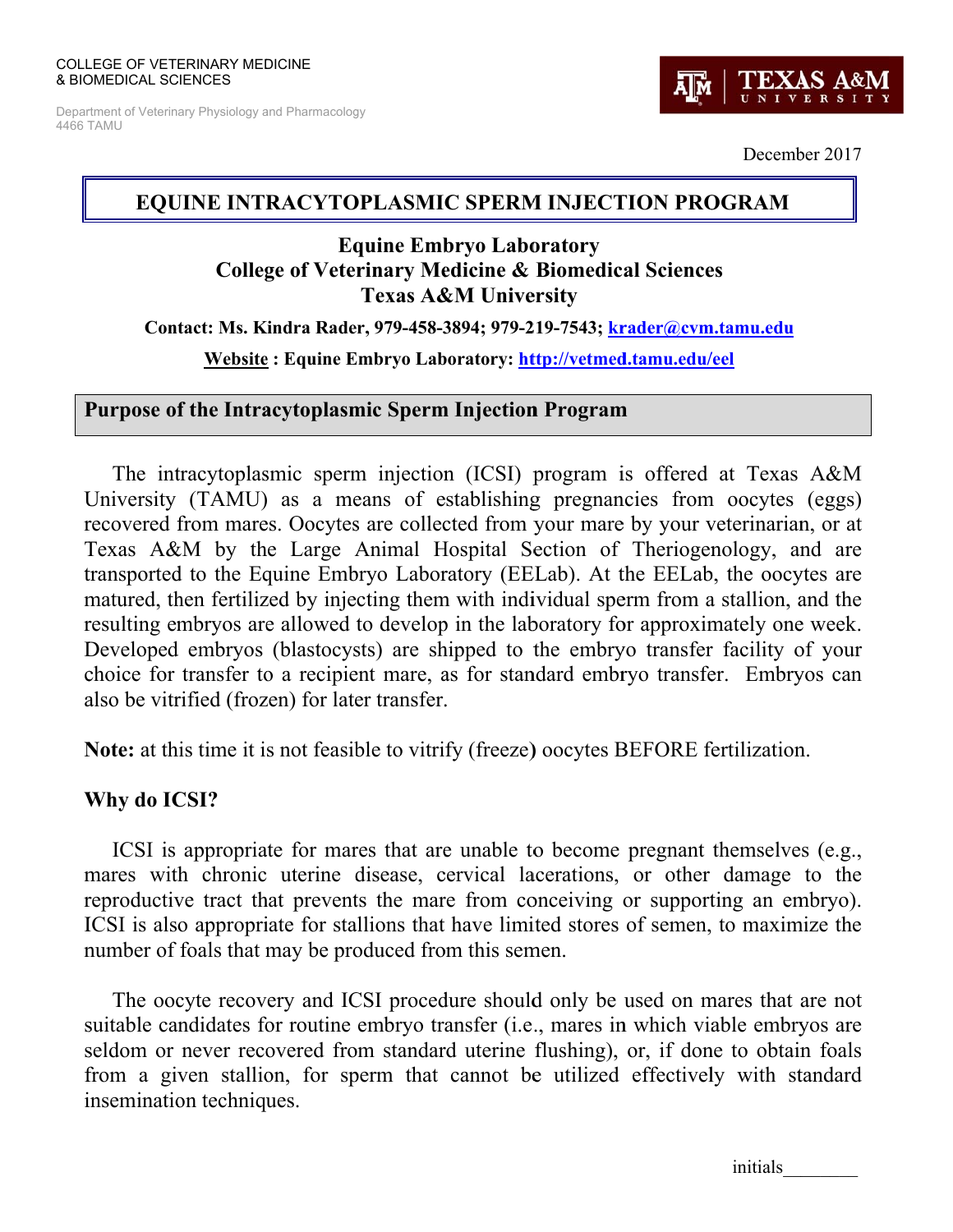COLLEGE OF VETERINARY MEDICINE
& BIOMEDICAL SCIENCES

Department of Veterinary Physiology and Pharmacology
4466 TAMU

December 2017

# EQUINE INTRACYTOPLASMIC SPERM INJECTION PROGRAM

**Equine Embryo Laboratory**
**College of Veterinary Medicine & Biomedical Sciences**
**Texas A&M University**

**Contact: Ms. Kindra Rader, 979-458-3894; 979-219-7543; krader@cvm.tamu.edu**

**Website : Equine Embryo Laboratory: http://vetmed.tamu.edu/eel**

## Purpose of the Intracytoplasmic Sperm Injection Program

The intracytoplasmic sperm injection (ICSI) program is offered at Texas A&M University (TAMU) as a means of establishing pregnancies from oocytes (eggs) recovered from mares. Oocytes are collected from your mare by your veterinarian, or at Texas A&M by the Large Animal Hospital Section of Theriogenology, and are transported to the Equine Embryo Laboratory (EELab). At the EELab, the oocytes are matured, then fertilized by injecting them with individual sperm from a stallion, and the resulting embryos are allowed to develop in the laboratory for approximately one week. Developed embryos (blastocysts) are shipped to the embryo transfer facility of your choice for transfer to a recipient mare, as for standard embryo transfer. Embryos can also be vitrified (frozen) for later transfer.

**Note:** at this time it is not feasible to vitrify (freeze) oocytes BEFORE fertilization.

### Why do ICSI?

ICSI is appropriate for mares that are unable to become pregnant themselves (e.g., mares with chronic uterine disease, cervical lacerations, or other damage to the reproductive tract that prevents the mare from conceiving or supporting an embryo). ICSI is also appropriate for stallions that have limited stores of semen, to maximize the number of foals that may be produced from this semen.

The oocyte recovery and ICSI procedure should only be used on mares that are not suitable candidates for routine embryo transfer (i.e., mares in which viable embryos are seldom or never recovered from standard uterine flushing), or, if done to obtain foals from a given stallion, for sperm that cannot be utilized effectively with standard insemination techniques.

initials________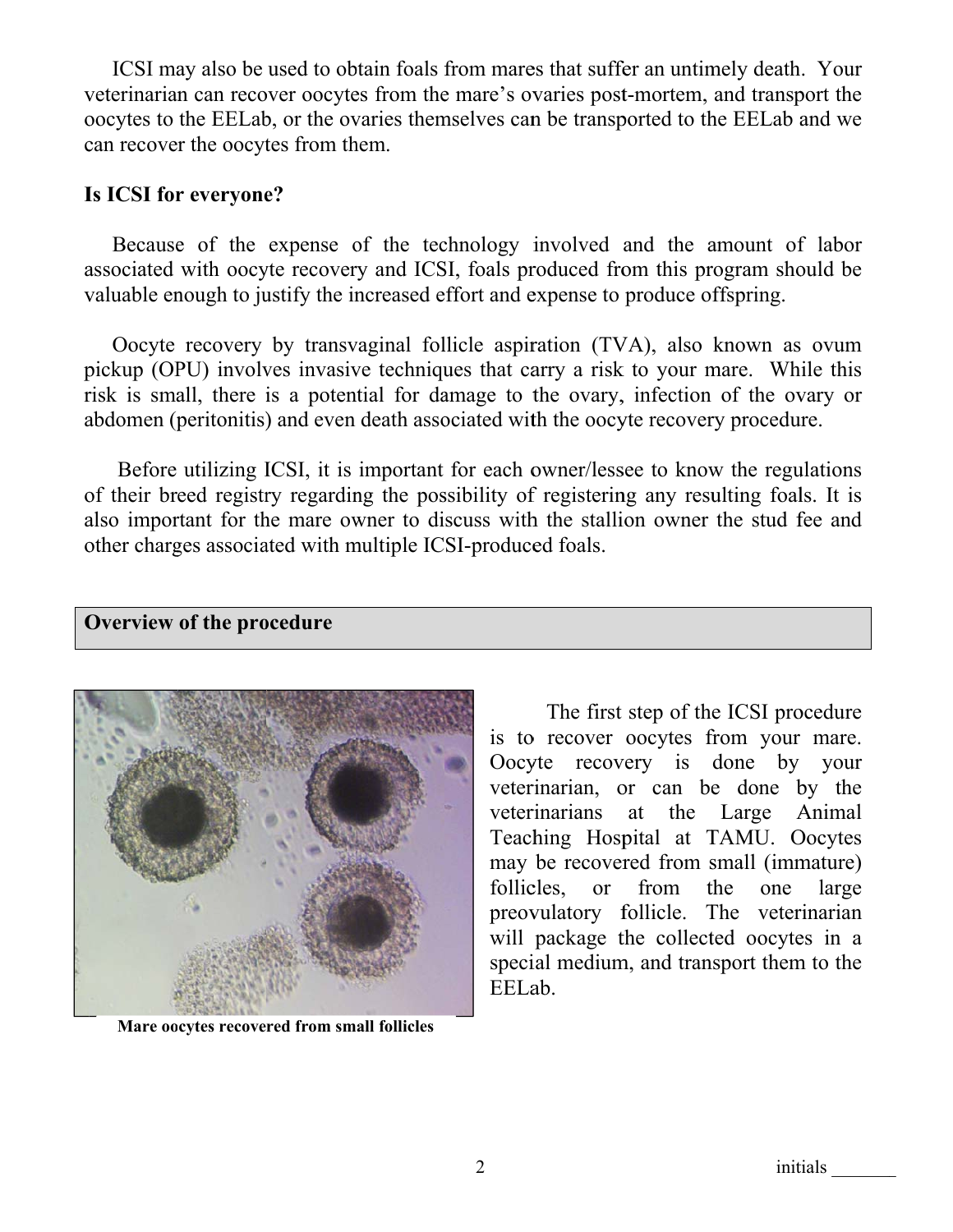ICSI may also be used to obtain foals from mares that suffer an untimely death. Your veterinarian can recover oocytes from the mare's ovaries post-mortem, and transport the oocytes to the EELab, or the ovaries themselves can be transported to the EELab and we can recover the oocytes from them.

**Is ICSI for everyone?**

Because of the expense of the technology involved and the amount of labor associated with oocyte recovery and ICSI, foals produced from this program should be valuable enough to justify the increased effort and expense to produce offspring.

Oocyte recovery by transvaginal follicle aspiration (TVA), also known as ovum pickup (OPU) involves invasive techniques that carry a risk to your mare. While this risk is small, there is a potential for damage to the ovary, infection of the ovary or abdomen (peritonitis) and even death associated with the oocyte recovery procedure.

Before utilizing ICSI, it is important for each owner/lessee to know the regulations of their breed registry regarding the possibility of registering any resulting foals. It is also important for the mare owner to discuss with the stallion owner the stud fee and other charges associated with multiple ICSI-produced foals.

## Overview of the procedure

**Mare oocytes recovered from small follicles**

The first step of the ICSI procedure is to recover oocytes from your mare. Oocyte recovery is done by your veterinarian, or can be done by the veterinarians at the Large Animal Teaching Hospital at TAMU. Oocytes may be recovered from small (immature) follicles, or from the one large preovulatory follicle. The veterinarian will package the collected oocytes in a special medium, and transport them to the EELab.

initials _______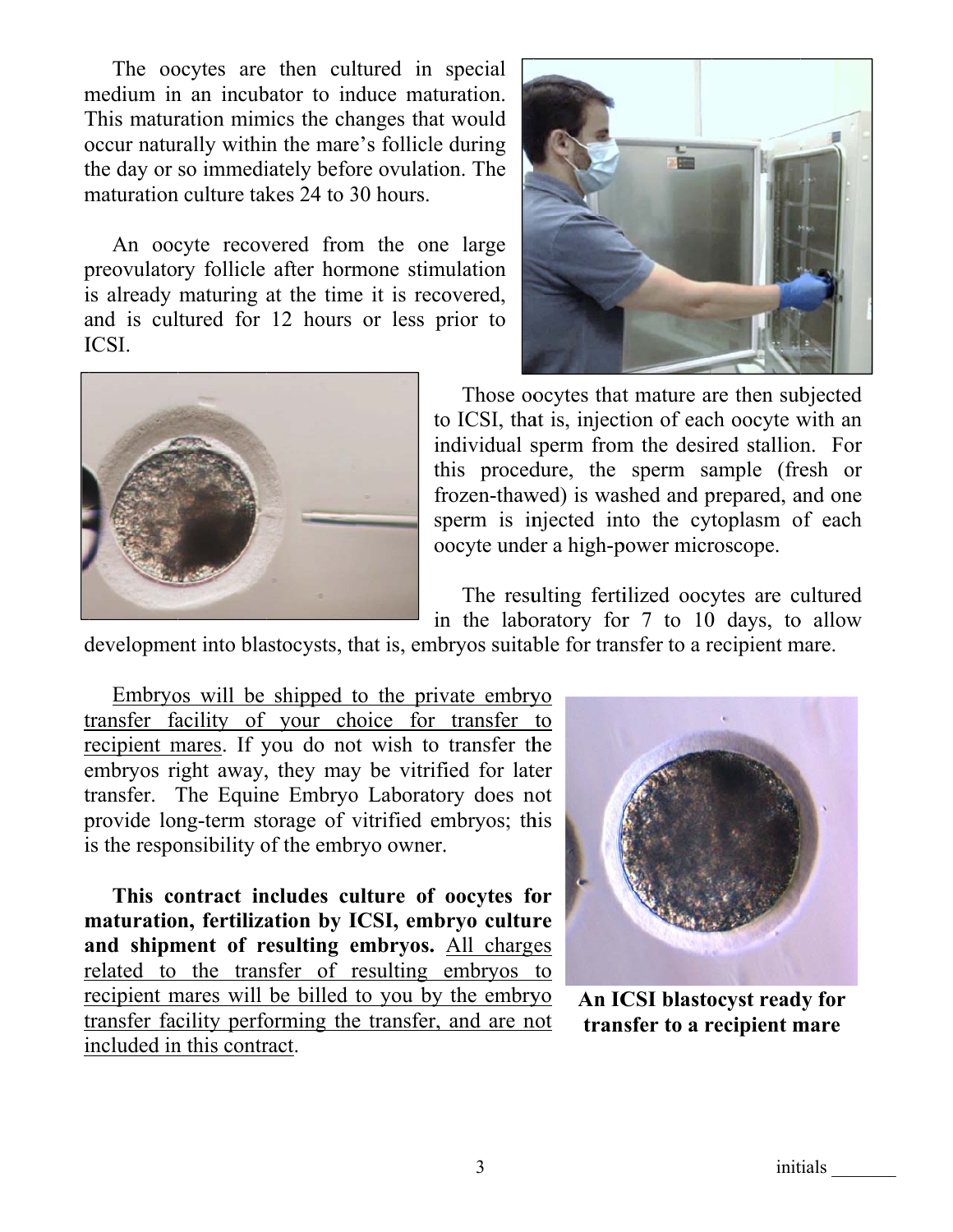The oocytes are then cultured in special medium in an incubator to induce maturation. This maturation mimics the changes that would occur naturally within the mare's follicle during the day or so immediately before ovulation. The maturation culture takes 24 to 30 hours.

An oocyte recovered from the one large preovulatory follicle after hormone stimulation is already maturing at the time it is recovered, and is cultured for 12 hours or less prior to ICSI.

Those oocytes that mature are then subjected to ICSI, that is, injection of each oocyte with an individual sperm from the desired stallion. For this procedure, the sperm sample (fresh or frozen-thawed) is washed and prepared, and one sperm is injected into the cytoplasm of each oocyte under a high-power microscope.

The resulting fertilized oocytes are cultured in the laboratory for 7 to 10 days, to allow development into blastocysts, that is, embryos suitable for transfer to a recipient mare.

<u>Embryos will be shipped to the private embryo transfer facility of your choice for transfer to recipient mares</u>. If you do not wish to transfer the embryos right away, they may be vitrified for later transfer. The Equine Embryo Laboratory does not provide long-term storage of vitrified embryos; this is the responsibility of the embryo owner.

**This contract includes culture of oocytes for maturation, fertilization by ICSI, embryo culture and shipment of resulting embryos.** <u>All charges related to the transfer of resulting embryos to recipient mares will be billed to you by the embryo transfer facility performing the transfer, and are not included in this contract</u>.

**An ICSI blastocyst ready for transfer to a recipient mare**

initials _______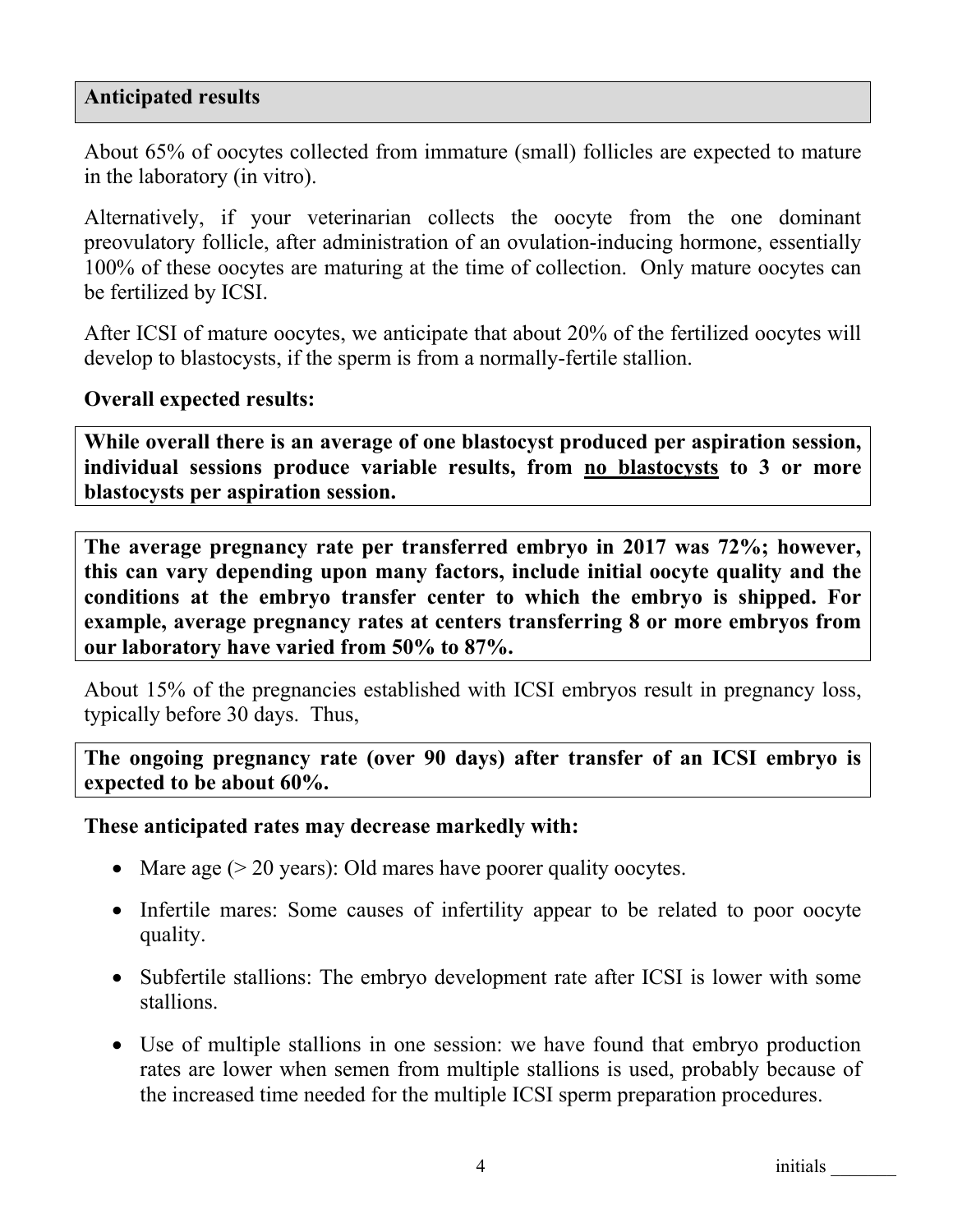## Anticipated results

About 65% of oocytes collected from immature (small) follicles are expected to mature in the laboratory (in vitro).

Alternatively, if your veterinarian collects the oocyte from the one dominant preovulatory follicle, after administration of an ovulation-inducing hormone, essentially 100% of these oocytes are maturing at the time of collection. Only mature oocytes can be fertilized by ICSI.

After ICSI of mature oocytes, we anticipate that about 20% of the fertilized oocytes will develop to blastocysts, if the sperm is from a normally-fertile stallion.

**Overall expected results:**

**While overall there is an average of one blastocyst produced per aspiration session, individual sessions produce variable results, from <u>no blastocysts</u> to 3 or more blastocysts per aspiration session.**

**The average pregnancy rate per transferred embryo in 2017 was 72%; however, this can vary depending upon many factors, include initial oocyte quality and the conditions at the embryo transfer center to which the embryo is shipped. For example, average pregnancy rates at centers transferring 8 or more embryos from our laboratory have varied from 50% to 87%.**

About 15% of the pregnancies established with ICSI embryos result in pregnancy loss, typically before 30 days. Thus,

**The ongoing pregnancy rate (over 90 days) after transfer of an ICSI embryo is expected to be about 60%.**

**These anticipated rates may decrease markedly with:**

- Mare age (> 20 years): Old mares have poorer quality oocytes.
- Infertile mares: Some causes of infertility appear to be related to poor oocyte quality.
- Subfertile stallions: The embryo development rate after ICSI is lower with some stallions.
- Use of multiple stallions in one session: we have found that embryo production rates are lower when semen from multiple stallions is used, probably because of the increased time needed for the multiple ICSI sperm preparation procedures.

initials _______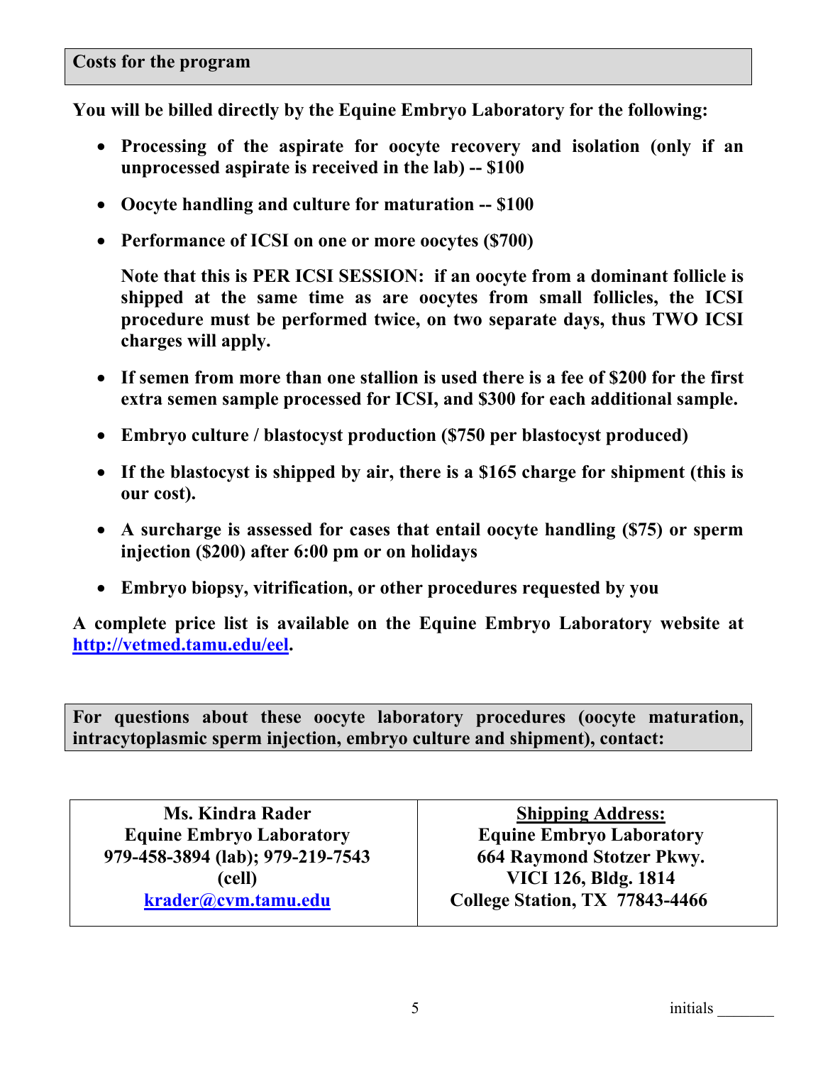## Costs for the program

**You will be billed directly by the Equine Embryo Laboratory for the following:**

- **Processing of the aspirate for oocyte recovery and isolation (only if an unprocessed aspirate is received in the lab) -- $100**
- **Oocyte handling and culture for maturation -- $100**
- **Performance of ICSI on one or more oocytes ($700)**

  **Note that this is PER ICSI SESSION: if an oocyte from a dominant follicle is shipped at the same time as are oocytes from small follicles, the ICSI procedure must be performed twice, on two separate days, thus TWO ICSI charges will apply.**

- **If semen from more than one stallion is used there is a fee of $200 for the first extra semen sample processed for ICSI, and $300 for each additional sample.**
- **Embryo culture / blastocyst production ($750 per blastocyst produced)**
- **If the blastocyst is shipped by air, there is a $165 charge for shipment (this is our cost).**
- **A surcharge is assessed for cases that entail oocyte handling ($75) or sperm injection ($200) after 6:00 pm or on holidays**
- **Embryo biopsy, vitrification, or other procedures requested by you**

**A complete price list is available on the Equine Embryo Laboratory website at [http://vetmed.tamu.edu/eel](http://vetmed.tamu.edu/eel).**

**For questions about these oocyte laboratory procedures (oocyte maturation, intracytoplasmic sperm injection, embryo culture and shipment), contact:**

| **Ms. Kindra Rader**<br>**Equine Embryo Laboratory**<br>**979-458-3894 (lab); 979-219-7543 (cell)**<br>**[krader@cvm.tamu.edu](mailto:krader@cvm.tamu.edu)** | **Shipping Address:**<br>**Equine Embryo Laboratory**<br>**664 Raymond Stotzer Pkwy.**<br>**VICI 126, Bldg. 1814**<br>**College Station, TX 77843-4466** |
|---|---|

initials _______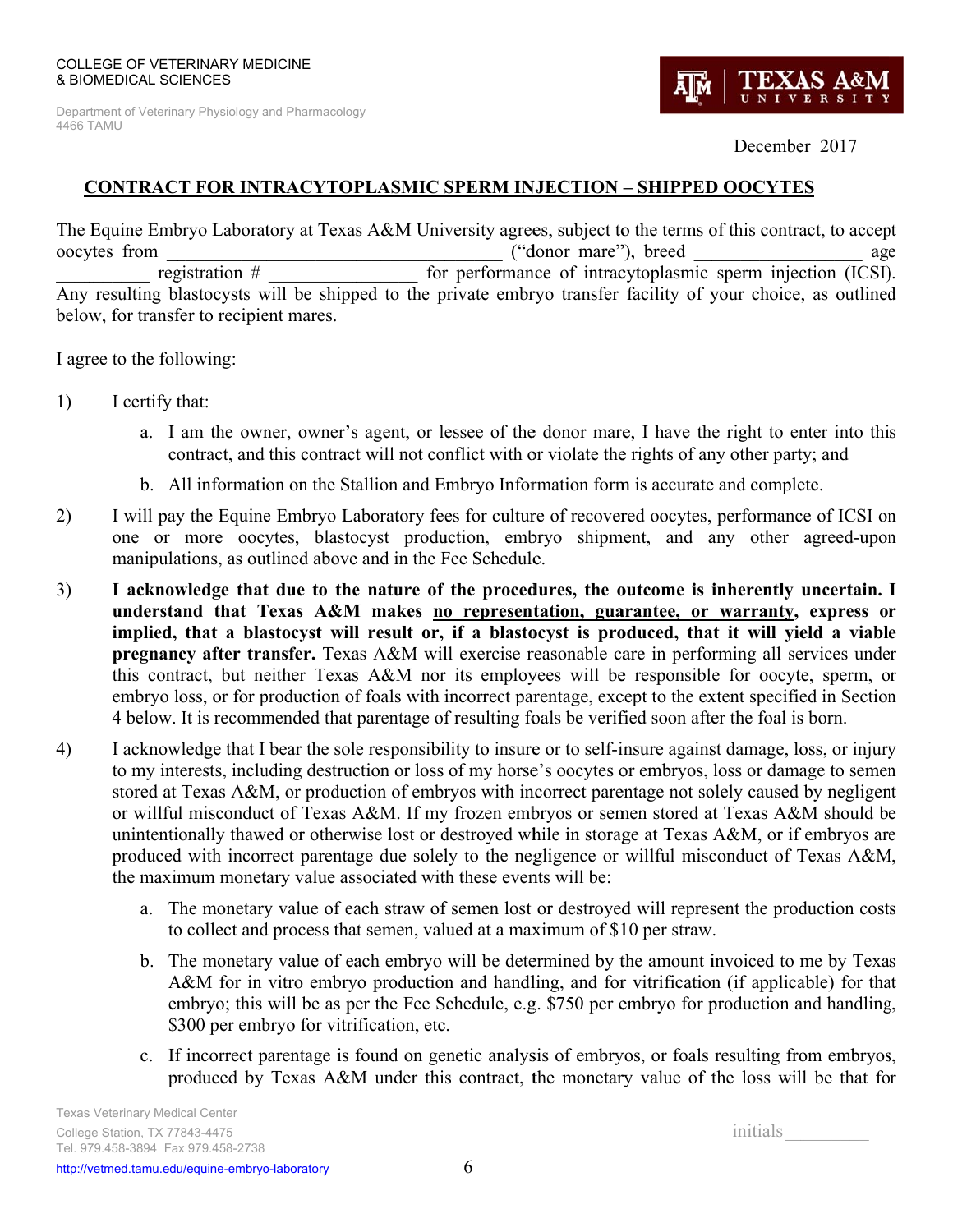COLLEGE OF VETERINARY MEDICINE
& BIOMEDICAL SCIENCES

Department of Veterinary Physiology and Pharmacology
4466 TAMU

December 2017

## CONTRACT FOR INTRACYTOPLASMIC SPERM INJECTION – SHIPPED OOCYTES

The Equine Embryo Laboratory at Texas A&M University agrees, subject to the terms of this contract, to accept oocytes from ____________________________________ ("donor mare"), breed _________________ age __________ registration # ________________ for performance of intracytoplasmic sperm injection (ICSI). Any resulting blastocysts will be shipped to the private embryo transfer facility of your choice, as outlined below, for transfer to recipient mares.

I agree to the following:

1) I certify that:
    a. I am the owner, owner's agent, or lessee of the donor mare, I have the right to enter into this contract, and this contract will not conflict with or violate the rights of any other party; and
    b. All information on the Stallion and Embryo Information form is accurate and complete.

2) I will pay the Equine Embryo Laboratory fees for culture of recovered oocytes, performance of ICSI on one or more oocytes, blastocyst production, embryo shipment, and any other agreed-upon manipulations, as outlined above and in the Fee Schedule.

3) **I acknowledge that due to the nature of the procedures, the outcome is inherently uncertain. I understand that Texas A&M makes <u>no representation, guarantee, or warranty</u>, express or implied, that a blastocyst will result or, if a blastocyst is produced, that it will yield a viable pregnancy after transfer.** Texas A&M will exercise reasonable care in performing all services under this contract, but neither Texas A&M nor its employees will be responsible for oocyte, sperm, or embryo loss, or for production of foals with incorrect parentage, except to the extent specified in Section 4 below. It is recommended that parentage of resulting foals be verified soon after the foal is born.

4) I acknowledge that I bear the sole responsibility to insure or to self-insure against damage, loss, or injury to my interests, including destruction or loss of my horse's oocytes or embryos, loss or damage to semen stored at Texas A&M, or production of embryos with incorrect parentage not solely caused by negligent or willful misconduct of Texas A&M. If my frozen embryos or semen stored at Texas A&M should be unintentionally thawed or otherwise lost or destroyed while in storage at Texas A&M, or if embryos are produced with incorrect parentage due solely to the negligence or willful misconduct of Texas A&M, the maximum monetary value associated with these events will be:
    a. The monetary value of each straw of semen lost or destroyed will represent the production costs to collect and process that semen, valued at a maximum of $10 per straw.
    b. The monetary value of each embryo will be determined by the amount invoiced to me by Texas A&M for in vitro embryo production and handling, and for vitrification (if applicable) for that embryo; this will be as per the Fee Schedule, e.g. $750 per embryo for production and handling, $300 per embryo for vitrification, etc.
    c. If incorrect parentage is found on genetic analysis of embryos, or foals resulting from embryos, produced by Texas A&M under this contract, the monetary value of the loss will be that for

initials________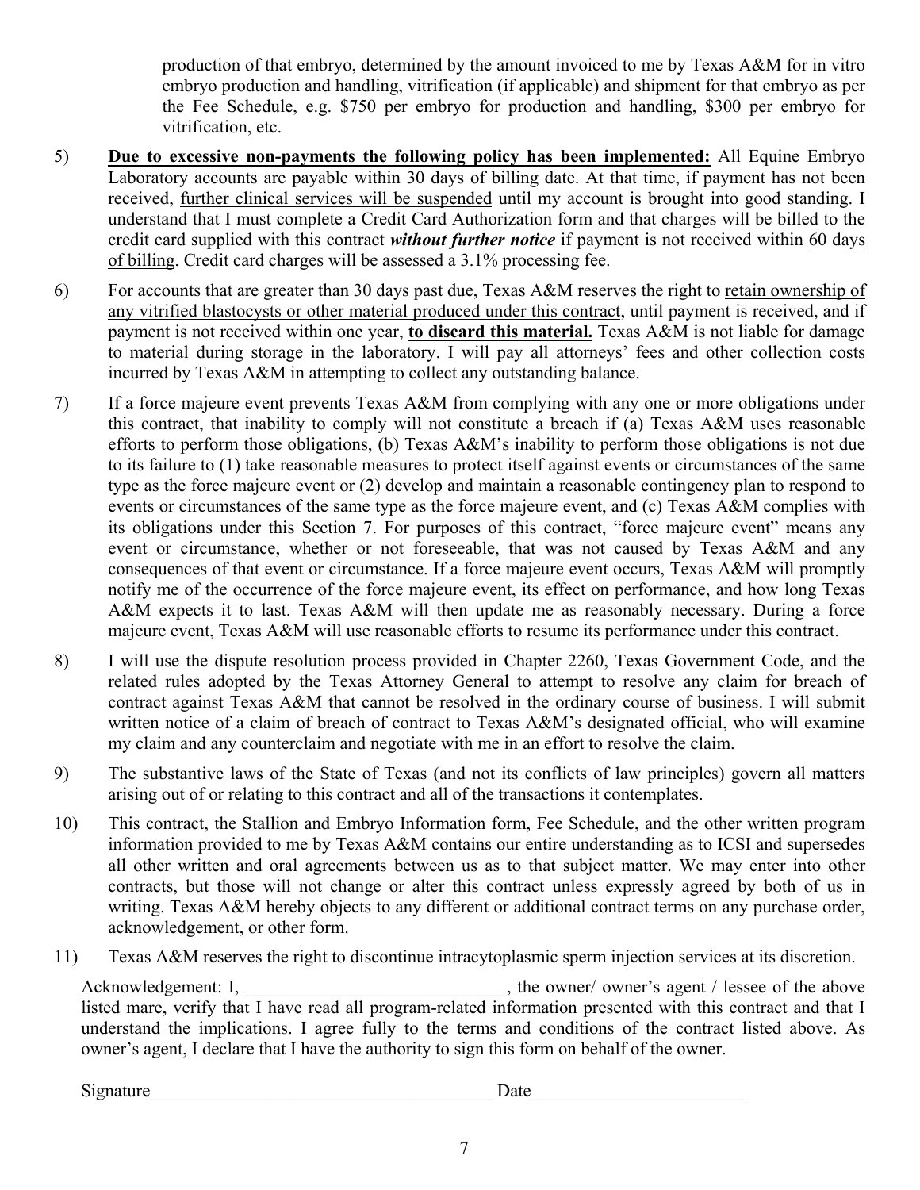production of that embryo, determined by the amount invoiced to me by Texas A&M for in vitro embryo production and handling, vitrification (if applicable) and shipment for that embryo as per the Fee Schedule, e.g. $750 per embryo for production and handling, $300 per embryo for vitrification, etc.

5) **<u>Due to excessive non-payments the following policy has been implemented:</u>** All Equine Embryo Laboratory accounts are payable within 30 days of billing date. At that time, if payment has not been received, <u>further clinical services will be suspended</u> until my account is brought into good standing. I understand that I must complete a Credit Card Authorization form and that charges will be billed to the credit card supplied with this contract ***without further notice*** if payment is not received within <u>60 days of billing</u>. Credit card charges will be assessed a 3.1% processing fee.

6) For accounts that are greater than 30 days past due, Texas A&M reserves the right to <u>retain ownership of any vitrified blastocysts or other material produced under this contract</u>, until payment is received, and if payment is not received within one year, **<u>to discard this material.</u>** Texas A&M is not liable for damage to material during storage in the laboratory. I will pay all attorneys' fees and other collection costs incurred by Texas A&M in attempting to collect any outstanding balance.

7) If a force majeure event prevents Texas A&M from complying with any one or more obligations under this contract, that inability to comply will not constitute a breach if (a) Texas A&M uses reasonable efforts to perform those obligations, (b) Texas A&M's inability to perform those obligations is not due to its failure to (1) take reasonable measures to protect itself against events or circumstances of the same type as the force majeure event or (2) develop and maintain a reasonable contingency plan to respond to events or circumstances of the same type as the force majeure event, and (c) Texas A&M complies with its obligations under this Section 7. For purposes of this contract, "force majeure event" means any event or circumstance, whether or not foreseeable, that was not caused by Texas A&M and any consequences of that event or circumstance. If a force majeure event occurs, Texas A&M will promptly notify me of the occurrence of the force majeure event, its effect on performance, and how long Texas A&M expects it to last. Texas A&M will then update me as reasonably necessary. During a force majeure event, Texas A&M will use reasonable efforts to resume its performance under this contract.

8) I will use the dispute resolution process provided in Chapter 2260, Texas Government Code, and the related rules adopted by the Texas Attorney General to attempt to resolve any claim for breach of contract against Texas A&M that cannot be resolved in the ordinary course of business. I will submit written notice of a claim of breach of contract to Texas A&M's designated official, who will examine my claim and any counterclaim and negotiate with me in an effort to resolve the claim.

9) The substantive laws of the State of Texas (and not its conflicts of law principles) govern all matters arising out of or relating to this contract and all of the transactions it contemplates.

10) This contract, the Stallion and Embryo Information form, Fee Schedule, and the other written program information provided to me by Texas A&M contains our entire understanding as to ICSI and supersedes all other written and oral agreements between us as to that subject matter. We may enter into other contracts, but those will not change or alter this contract unless expressly agreed by both of us in writing. Texas A&M hereby objects to any different or additional contract terms on any purchase order, acknowledgement, or other form.

11) Texas A&M reserves the right to discontinue intracytoplasmic sperm injection services at its discretion.

Acknowledgement: I, ____________________________, the owner/ owner's agent / lessee of the above listed mare, verify that I have read all program-related information presented with this contract and that I understand the implications. I agree fully to the terms and conditions of the contract listed above. As owner's agent, I declare that I have the authority to sign this form on behalf of the owner.

Signature_____________________________________ Date_______________________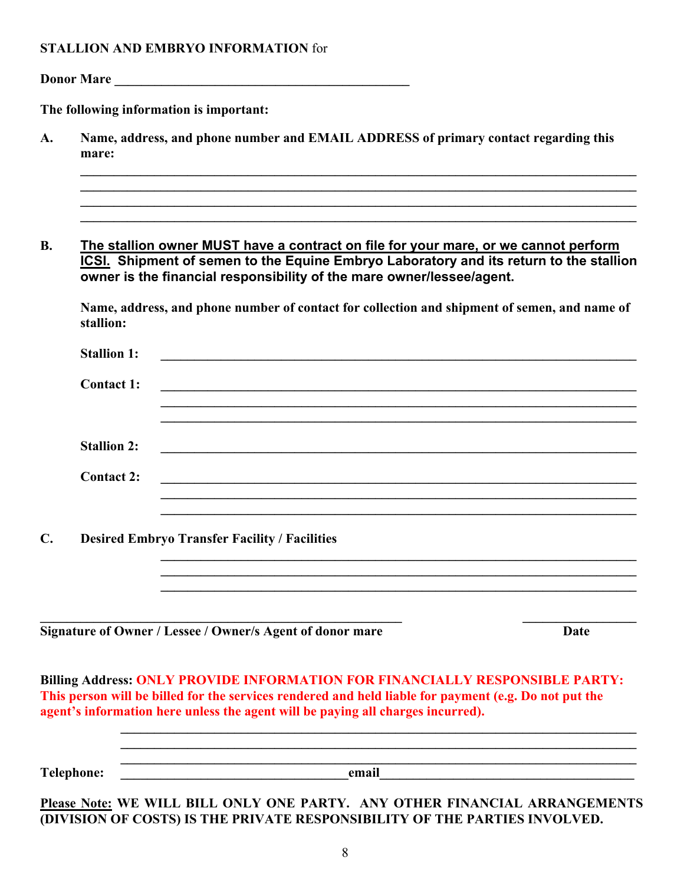**STALLION AND EMBRYO INFORMATION** for

**Donor Mare** ____________________________________________

**The following information is important:**

**A.** **Name, address, and phone number and EMAIL ADDRESS of primary contact regarding this mare:**

________________________________________________________________________________
________________________________________________________________________________
________________________________________________________________________________
________________________________________________________________________________

**B.** **<u>The stallion owner MUST have a contract on file for your mare, or we cannot perform ICSI.</u> Shipment of semen to the Equine Embryo Laboratory and its return to the stallion owner is the financial responsibility of the mare owner/lessee/agent.**

**Name, address, and phone number of contact for collection and shipment of semen, and name of stallion:**

**Stallion 1:** ________________________________________________________________

**Contact 1:** ________________________________________________________________
________________________________________________________________
________________________________________________________________

**Stallion 2:** ________________________________________________________________

**Contact 2:** ________________________________________________________________
________________________________________________________________
________________________________________________________________

**C.** **Desired Embryo Transfer Facility / Facilities**

________________________________________________________________
________________________________________________________________
________________________________________________________________

______________________________________________________ ________________

**Signature of Owner / Lessee / Owner/s Agent of donor mare** **Date**

**Billing Address: ONLY PROVIDE INFORMATION FOR FINANCIALLY RESPONSIBLE PARTY: This person will be billed for the services rendered and held liable for payment (e.g. Do not put the agent's information here unless the agent will be paying all charges incurred).**

________________________________________________________________________________
________________________________________________________________________________
________________________________________________________________________________

**Telephone:** ________________________________**email**____________________________________

**<u>Please Note:</u> WE WILL BILL ONLY ONE PARTY. ANY OTHER FINANCIAL ARRANGEMENTS (DIVISION OF COSTS) IS THE PRIVATE RESPONSIBILITY OF THE PARTIES INVOLVED.**